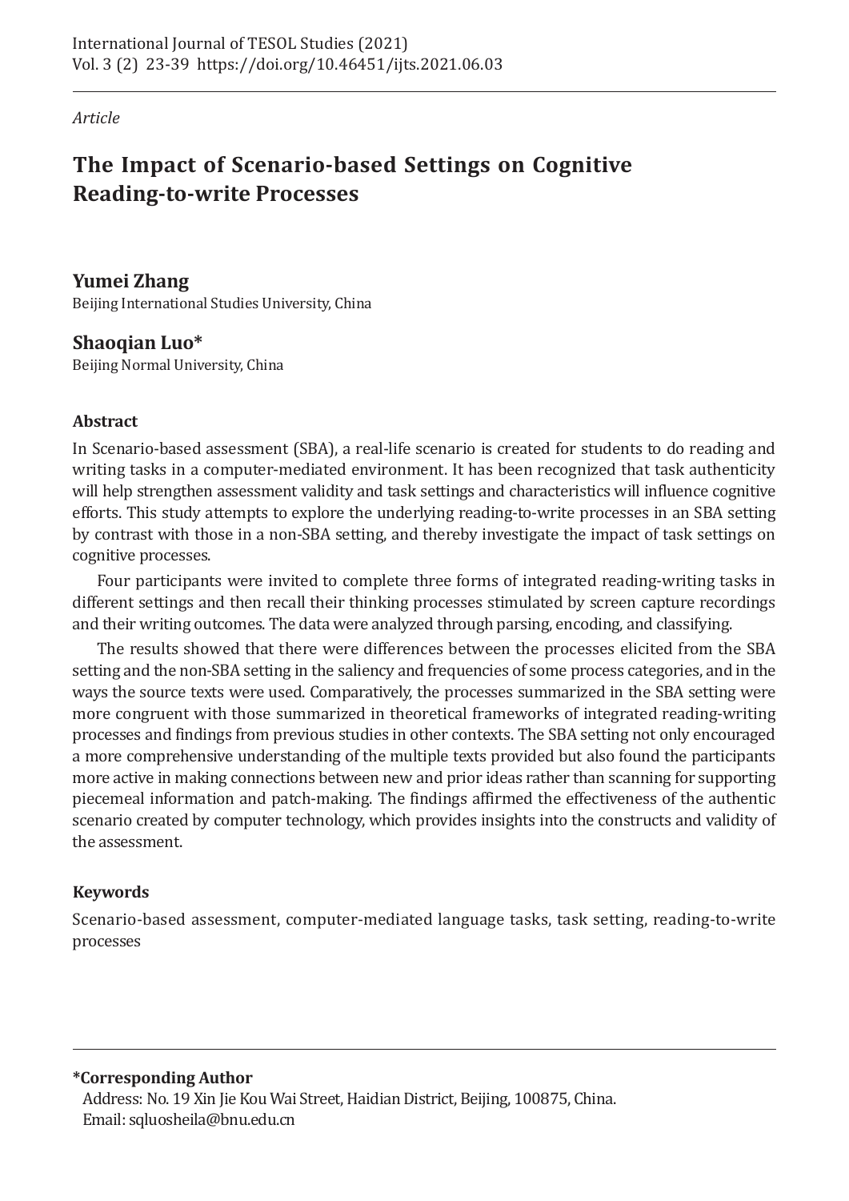*Article*

# The Impact of Scenario-based Settings on Cognitive Reading-to-write Processes

**Yumei Zhang**
Beijing International Studies University, China

**Shaoqian Luo***
Beijing Normal University, China

### Abstract

In Scenario-based assessment (SBA), a real-life scenario is created for students to do reading and writing tasks in a computer-mediated environment. It has been recognized that task authenticity will help strengthen assessment validity and task settings and characteristics will influence cognitive efforts. This study attempts to explore the underlying reading-to-write processes in an SBA setting by contrast with those in a non-SBA setting, and thereby investigate the impact of task settings on cognitive processes.

Four participants were invited to complete three forms of integrated reading-writing tasks in different settings and then recall their thinking processes stimulated by screen capture recordings and their writing outcomes. The data were analyzed through parsing, encoding, and classifying.

The results showed that there were differences between the processes elicited from the SBA setting and the non-SBA setting in the saliency and frequencies of some process categories, and in the ways the source texts were used. Comparatively, the processes summarized in the SBA setting were more congruent with those summarized in theoretical frameworks of integrated reading-writing processes and findings from previous studies in other contexts. The SBA setting not only encouraged a more comprehensive understanding of the multiple texts provided but also found the participants more active in making connections between new and prior ideas rather than scanning for supporting piecemeal information and patch-making. The findings affirmed the effectiveness of the authentic scenario created by computer technology, which provides insights into the constructs and validity of the assessment.

### Keywords

Scenario-based assessment, computer-mediated language tasks, task setting, reading-to-write processes

---

**\*Corresponding Author**
Address: No. 19 Xin Jie Kou Wai Street, Haidian District, Beijing, 100875, China.
Email: sqluosheila@bnu.edu.cn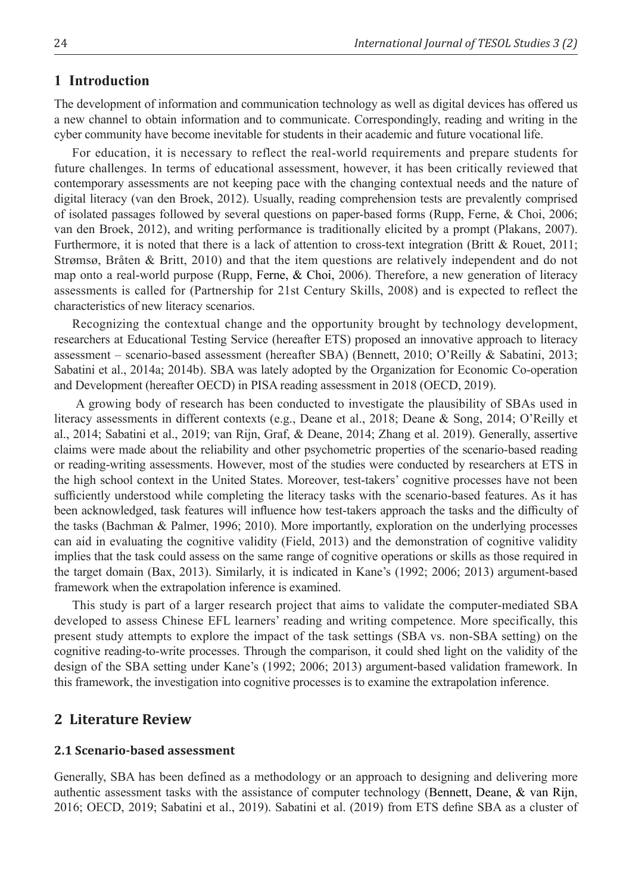## 1 Introduction

The development of information and communication technology as well as digital devices has offered us a new channel to obtain information and to communicate. Correspondingly, reading and writing in the cyber community have become inevitable for students in their academic and future vocational life.

For education, it is necessary to reflect the real-world requirements and prepare students for future challenges. In terms of educational assessment, however, it has been critically reviewed that contemporary assessments are not keeping pace with the changing contextual needs and the nature of digital literacy (van den Broek, 2012). Usually, reading comprehension tests are prevalently comprised of isolated passages followed by several questions on paper-based forms (Rupp, Ferne, & Choi, 2006; van den Broek, 2012), and writing performance is traditionally elicited by a prompt (Plakans, 2007). Furthermore, it is noted that there is a lack of attention to cross-text integration (Britt & Rouet, 2011; Strømsø, Bråten & Britt, 2010) and that the item questions are relatively independent and do not map onto a real-world purpose (Rupp, Ferne, & Choi, 2006). Therefore, a new generation of literacy assessments is called for (Partnership for 21st Century Skills, 2008) and is expected to reflect the characteristics of new literacy scenarios.

Recognizing the contextual change and the opportunity brought by technology development, researchers at Educational Testing Service (hereafter ETS) proposed an innovative approach to literacy assessment – scenario-based assessment (hereafter SBA) (Bennett, 2010; O'Reilly & Sabatini, 2013; Sabatini et al., 2014a; 2014b). SBA was lately adopted by the Organization for Economic Co-operation and Development (hereafter OECD) in PISA reading assessment in 2018 (OECD, 2019).

A growing body of research has been conducted to investigate the plausibility of SBAs used in literacy assessments in different contexts (e.g., Deane et al., 2018; Deane & Song, 2014; O'Reilly et al., 2014; Sabatini et al., 2019; van Rijn, Graf, & Deane, 2014; Zhang et al. 2019). Generally, assertive claims were made about the reliability and other psychometric properties of the scenario-based reading or reading-writing assessments. However, most of the studies were conducted by researchers at ETS in the high school context in the United States. Moreover, test-takers' cognitive processes have not been sufficiently understood while completing the literacy tasks with the scenario-based features. As it has been acknowledged, task features will influence how test-takers approach the tasks and the difficulty of the tasks (Bachman & Palmer, 1996; 2010). More importantly, exploration on the underlying processes can aid in evaluating the cognitive validity (Field, 2013) and the demonstration of cognitive validity implies that the task could assess on the same range of cognitive operations or skills as those required in the target domain (Bax, 2013). Similarly, it is indicated in Kane's (1992; 2006; 2013) argument-based framework when the extrapolation inference is examined.

This study is part of a larger research project that aims to validate the computer-mediated SBA developed to assess Chinese EFL learners' reading and writing competence. More specifically, this present study attempts to explore the impact of the task settings (SBA vs. non-SBA setting) on the cognitive reading-to-write processes. Through the comparison, it could shed light on the validity of the design of the SBA setting under Kane's (1992; 2006; 2013) argument-based validation framework. In this framework, the investigation into cognitive processes is to examine the extrapolation inference.

## 2 Literature Review

### 2.1 Scenario-based assessment

Generally, SBA has been defined as a methodology or an approach to designing and delivering more authentic assessment tasks with the assistance of computer technology (Bennett, Deane, & van Rijn, 2016; OECD, 2019; Sabatini et al., 2019). Sabatini et al. (2019) from ETS define SBA as a cluster of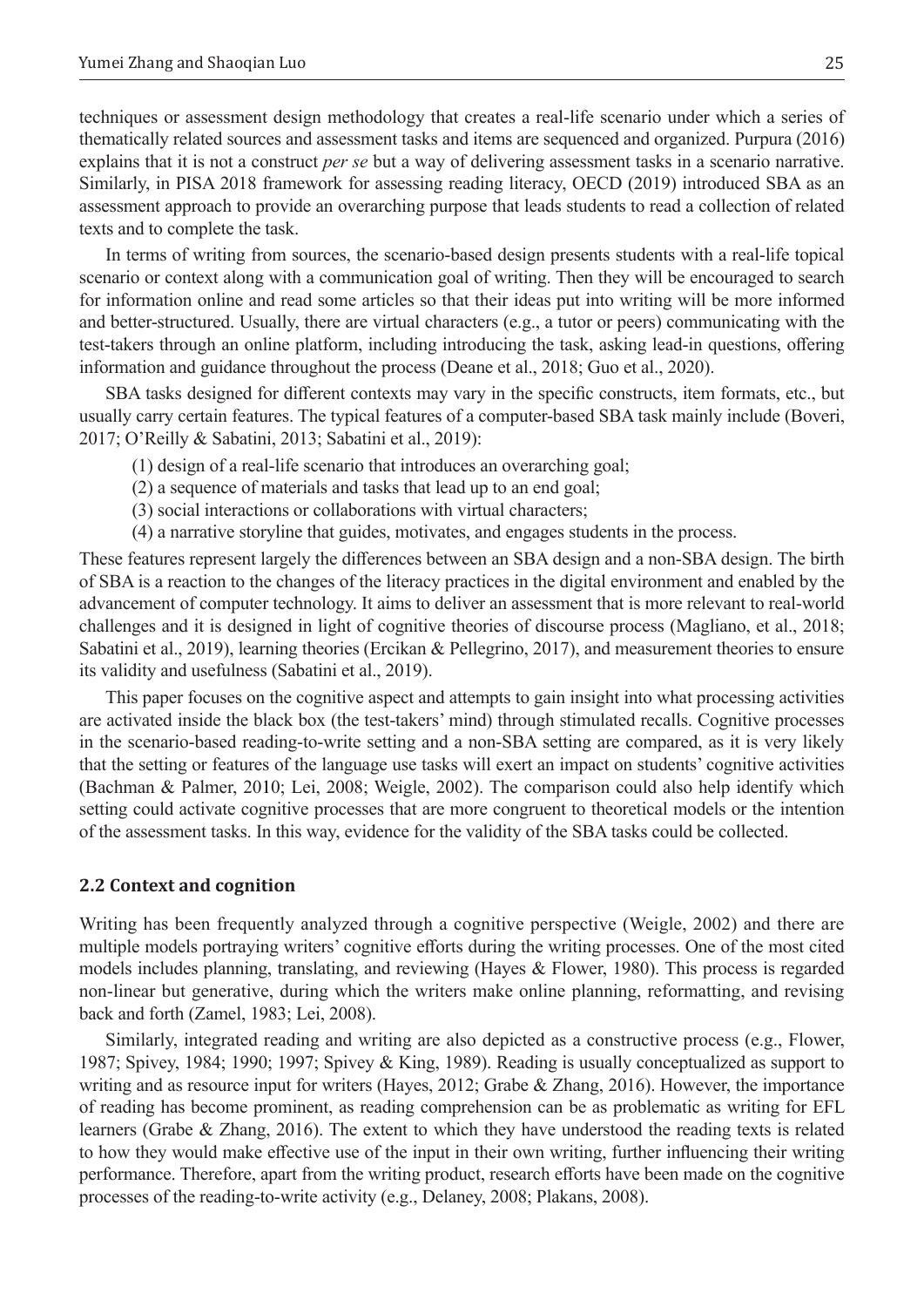techniques or assessment design methodology that creates a real-life scenario under which a series of thematically related sources and assessment tasks and items are sequenced and organized. Purpura (2016) explains that it is not a construct *per se* but a way of delivering assessment tasks in a scenario narrative. Similarly, in PISA 2018 framework for assessing reading literacy, OECD (2019) introduced SBA as an assessment approach to provide an overarching purpose that leads students to read a collection of related texts and to complete the task.

In terms of writing from sources, the scenario-based design presents students with a real-life topical scenario or context along with a communication goal of writing. Then they will be encouraged to search for information online and read some articles so that their ideas put into writing will be more informed and better-structured. Usually, there are virtual characters (e.g., a tutor or peers) communicating with the test-takers through an online platform, including introducing the task, asking lead-in questions, offering information and guidance throughout the process (Deane et al., 2018; Guo et al., 2020).

SBA tasks designed for different contexts may vary in the specific constructs, item formats, etc., but usually carry certain features. The typical features of a computer-based SBA task mainly include (Boveri, 2017; O'Reilly & Sabatini, 2013; Sabatini et al., 2019):

(1) design of a real-life scenario that introduces an overarching goal;

(2) a sequence of materials and tasks that lead up to an end goal;

(3) social interactions or collaborations with virtual characters;

(4) a narrative storyline that guides, motivates, and engages students in the process.

These features represent largely the differences between an SBA design and a non-SBA design. The birth of SBA is a reaction to the changes of the literacy practices in the digital environment and enabled by the advancement of computer technology. It aims to deliver an assessment that is more relevant to real-world challenges and it is designed in light of cognitive theories of discourse process (Magliano, et al., 2018; Sabatini et al., 2019), learning theories (Ercikan & Pellegrino, 2017), and measurement theories to ensure its validity and usefulness (Sabatini et al., 2019).

This paper focuses on the cognitive aspect and attempts to gain insight into what processing activities are activated inside the black box (the test-takers' mind) through stimulated recalls. Cognitive processes in the scenario-based reading-to-write setting and a non-SBA setting are compared, as it is very likely that the setting or features of the language use tasks will exert an impact on students' cognitive activities (Bachman & Palmer, 2010; Lei, 2008; Weigle, 2002). The comparison could also help identify which setting could activate cognitive processes that are more congruent to theoretical models or the intention of the assessment tasks. In this way, evidence for the validity of the SBA tasks could be collected.

### 2.2 Context and cognition

Writing has been frequently analyzed through a cognitive perspective (Weigle, 2002) and there are multiple models portraying writers' cognitive efforts during the writing processes. One of the most cited models includes planning, translating, and reviewing (Hayes & Flower, 1980). This process is regarded non-linear but generative, during which the writers make online planning, reformatting, and revising back and forth (Zamel, 1983; Lei, 2008).

Similarly, integrated reading and writing are also depicted as a constructive process (e.g., Flower, 1987; Spivey, 1984; 1990; 1997; Spivey & King, 1989). Reading is usually conceptualized as support to writing and as resource input for writers (Hayes, 2012; Grabe & Zhang, 2016). However, the importance of reading has become prominent, as reading comprehension can be as problematic as writing for EFL learners (Grabe & Zhang, 2016). The extent to which they have understood the reading texts is related to how they would make effective use of the input in their own writing, further influencing their writing performance. Therefore, apart from the writing product, research efforts have been made on the cognitive processes of the reading-to-write activity (e.g., Delaney, 2008; Plakans, 2008).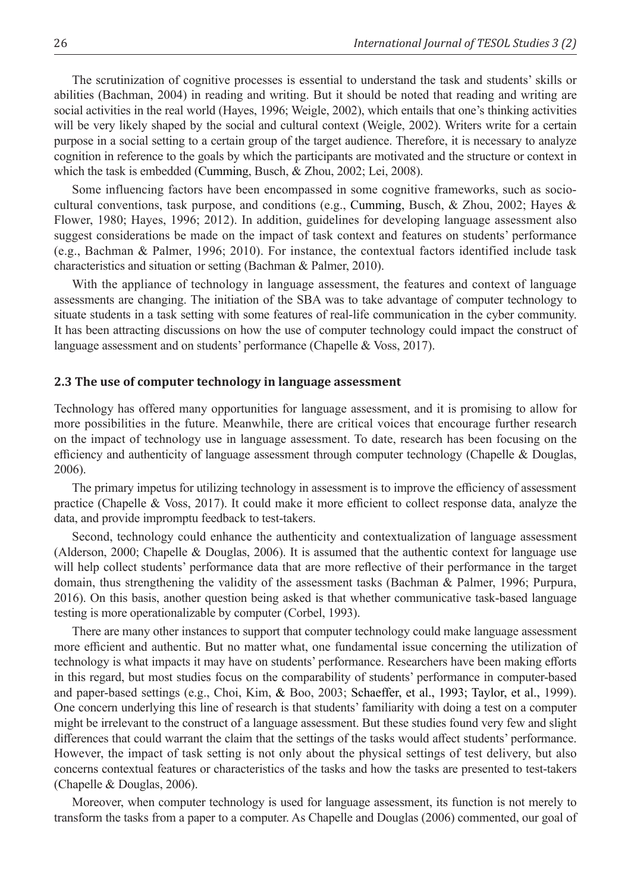The scrutinization of cognitive processes is essential to understand the task and students' skills or abilities (Bachman, 2004) in reading and writing. But it should be noted that reading and writing are social activities in the real world (Hayes, 1996; Weigle, 2002), which entails that one's thinking activities will be very likely shaped by the social and cultural context (Weigle, 2002). Writers write for a certain purpose in a social setting to a certain group of the target audience. Therefore, it is necessary to analyze cognition in reference to the goals by which the participants are motivated and the structure or context in which the task is embedded (Cumming, Busch, & Zhou, 2002; Lei, 2008).

Some influencing factors have been encompassed in some cognitive frameworks, such as socio-cultural conventions, task purpose, and conditions (e.g., Cumming, Busch, & Zhou, 2002; Hayes & Flower, 1980; Hayes, 1996; 2012). In addition, guidelines for developing language assessment also suggest considerations be made on the impact of task context and features on students' performance (e.g., Bachman & Palmer, 1996; 2010). For instance, the contextual factors identified include task characteristics and situation or setting (Bachman & Palmer, 2010).

With the appliance of technology in language assessment, the features and context of language assessments are changing. The initiation of the SBA was to take advantage of computer technology to situate students in a task setting with some features of real-life communication in the cyber community. It has been attracting discussions on how the use of computer technology could impact the construct of language assessment and on students' performance (Chapelle & Voss, 2017).

### 2.3 The use of computer technology in language assessment

Technology has offered many opportunities for language assessment, and it is promising to allow for more possibilities in the future. Meanwhile, there are critical voices that encourage further research on the impact of technology use in language assessment. To date, research has been focusing on the efficiency and authenticity of language assessment through computer technology (Chapelle & Douglas, 2006).

The primary impetus for utilizing technology in assessment is to improve the efficiency of assessment practice (Chapelle & Voss, 2017). It could make it more efficient to collect response data, analyze the data, and provide impromptu feedback to test-takers.

Second, technology could enhance the authenticity and contextualization of language assessment (Alderson, 2000; Chapelle & Douglas, 2006). It is assumed that the authentic context for language use will help collect students' performance data that are more reflective of their performance in the target domain, thus strengthening the validity of the assessment tasks (Bachman & Palmer, 1996; Purpura, 2016). On this basis, another question being asked is that whether communicative task-based language testing is more operationalizable by computer (Corbel, 1993).

There are many other instances to support that computer technology could make language assessment more efficient and authentic. But no matter what, one fundamental issue concerning the utilization of technology is what impacts it may have on students' performance. Researchers have been making efforts in this regard, but most studies focus on the comparability of students' performance in computer-based and paper-based settings (e.g., Choi, Kim, & Boo, 2003; Schaeffer, et al., 1993; Taylor, et al., 1999). One concern underlying this line of research is that students' familiarity with doing a test on a computer might be irrelevant to the construct of a language assessment. But these studies found very few and slight differences that could warrant the claim that the settings of the tasks would affect students' performance. However, the impact of task setting is not only about the physical settings of test delivery, but also concerns contextual features or characteristics of the tasks and how the tasks are presented to test-takers (Chapelle & Douglas, 2006).

Moreover, when computer technology is used for language assessment, its function is not merely to transform the tasks from a paper to a computer. As Chapelle and Douglas (2006) commented, our goal of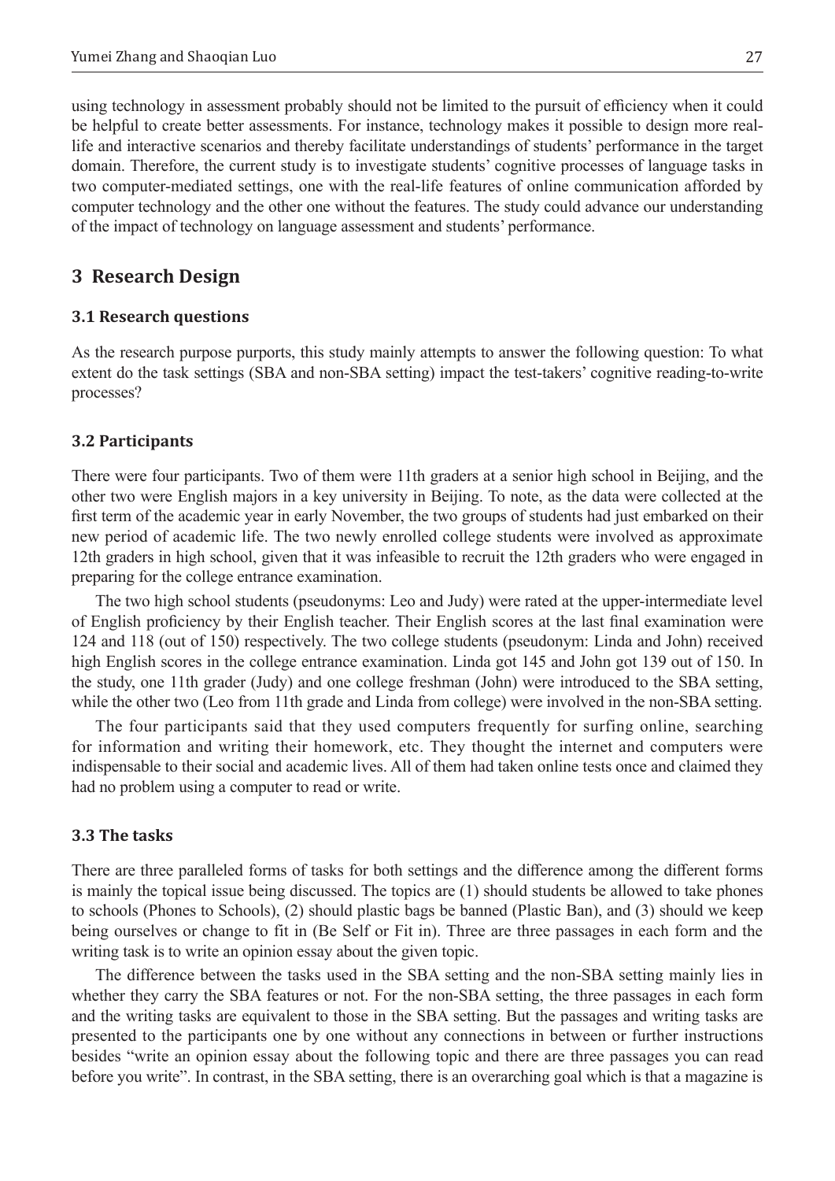using technology in assessment probably should not be limited to the pursuit of efficiency when it could be helpful to create better assessments. For instance, technology makes it possible to design more real-life and interactive scenarios and thereby facilitate understandings of students' performance in the target domain. Therefore, the current study is to investigate students' cognitive processes of language tasks in two computer-mediated settings, one with the real-life features of online communication afforded by computer technology and the other one without the features. The study could advance our understanding of the impact of technology on language assessment and students' performance.

## 3 Research Design

### 3.1 Research questions

As the research purpose purports, this study mainly attempts to answer the following question: To what extent do the task settings (SBA and non-SBA setting) impact the test-takers' cognitive reading-to-write processes?

### 3.2 Participants

There were four participants. Two of them were 11th graders at a senior high school in Beijing, and the other two were English majors in a key university in Beijing. To note, as the data were collected at the first term of the academic year in early November, the two groups of students had just embarked on their new period of academic life. The two newly enrolled college students were involved as approximate 12th graders in high school, given that it was infeasible to recruit the 12th graders who were engaged in preparing for the college entrance examination.

The two high school students (pseudonyms: Leo and Judy) were rated at the upper-intermediate level of English proficiency by their English teacher. Their English scores at the last final examination were 124 and 118 (out of 150) respectively. The two college students (pseudonym: Linda and John) received high English scores in the college entrance examination. Linda got 145 and John got 139 out of 150. In the study, one 11th grader (Judy) and one college freshman (John) were introduced to the SBA setting, while the other two (Leo from 11th grade and Linda from college) were involved in the non-SBA setting.

The four participants said that they used computers frequently for surfing online, searching for information and writing their homework, etc. They thought the internet and computers were indispensable to their social and academic lives. All of them had taken online tests once and claimed they had no problem using a computer to read or write.

### 3.3 The tasks

There are three paralleled forms of tasks for both settings and the difference among the different forms is mainly the topical issue being discussed. The topics are (1) should students be allowed to take phones to schools (Phones to Schools), (2) should plastic bags be banned (Plastic Ban), and (3) should we keep being ourselves or change to fit in (Be Self or Fit in). Three are three passages in each form and the writing task is to write an opinion essay about the given topic.

The difference between the tasks used in the SBA setting and the non-SBA setting mainly lies in whether they carry the SBA features or not. For the non-SBA setting, the three passages in each form and the writing tasks are equivalent to those in the SBA setting. But the passages and writing tasks are presented to the participants one by one without any connections in between or further instructions besides "write an opinion essay about the following topic and there are three passages you can read before you write". In contrast, in the SBA setting, there is an overarching goal which is that a magazine is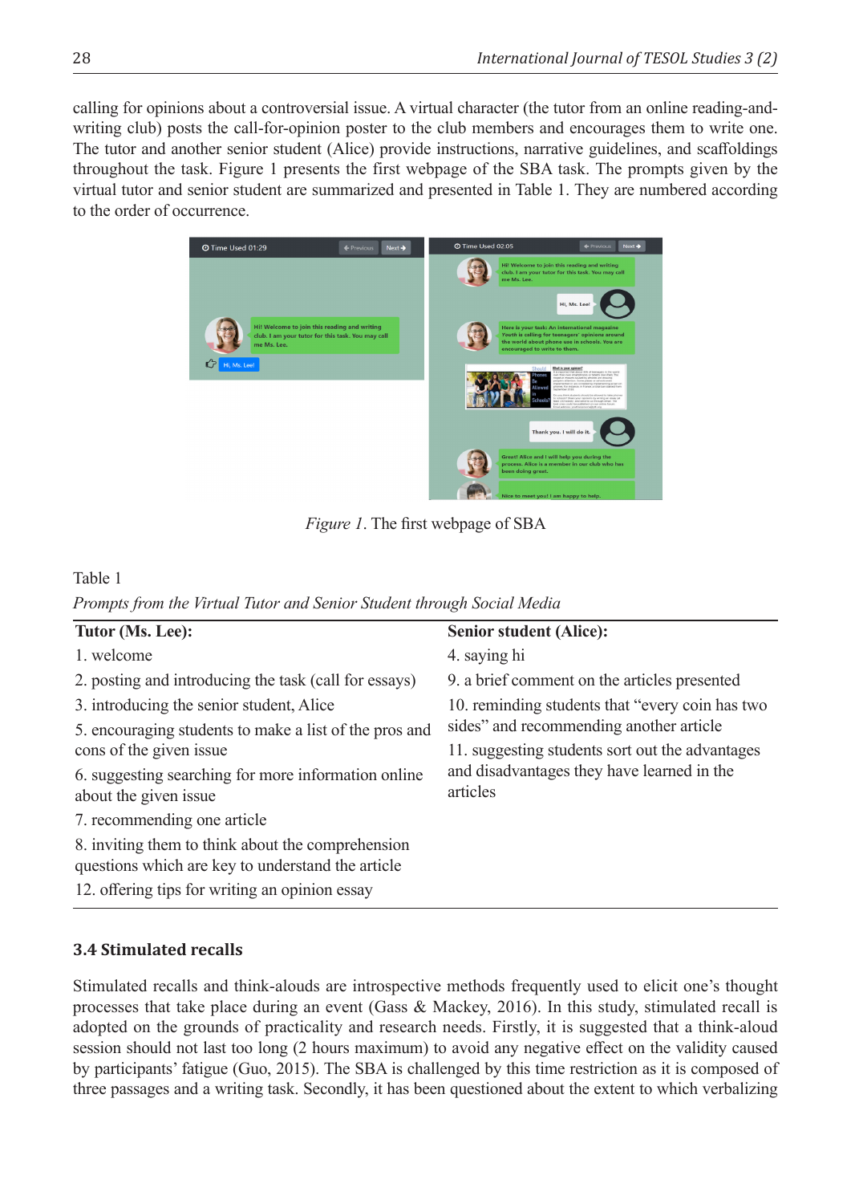calling for opinions about a controversial issue. A virtual character (the tutor from an online reading-and-writing club) posts the call-for-opinion poster to the club members and encourages them to write one. The tutor and another senior student (Alice) provide instructions, narrative guidelines, and scaffoldings throughout the task. Figure 1 presents the first webpage of the SBA task. The prompts given by the virtual tutor and senior student are summarized and presented in Table 1. They are numbered according to the order of occurrence.

*Figure 1*. The first webpage of SBA

Table 1

*Prompts from the Virtual Tutor and Senior Student through Social Media*

| **Tutor (Ms. Lee):** | **Senior student (Alice):** |
|---|---|
| 1. welcome | 4. saying hi |
| 2. posting and introducing the task (call for essays) | 9. a brief comment on the articles presented |
| 3. introducing the senior student, Alice | 10. reminding students that "every coin has two sides" and recommending another article |
| 5. encouraging students to make a list of the pros and cons of the given issue | 11. suggesting students sort out the advantages and disadvantages they have learned in the articles |
| 6. suggesting searching for more information online about the given issue | |
| 7. recommending one article | |
| 8. inviting them to think about the comprehension questions which are key to understand the article | |
| 12. offering tips for writing an opinion essay | |

### 3.4 Stimulated recalls

Stimulated recalls and think-alouds are introspective methods frequently used to elicit one's thought processes that take place during an event (Gass & Mackey, 2016). In this study, stimulated recall is adopted on the grounds of practicality and research needs. Firstly, it is suggested that a think-aloud session should not last too long (2 hours maximum) to avoid any negative effect on the validity caused by participants' fatigue (Guo, 2015). The SBA is challenged by this time restriction as it is composed of three passages and a writing task. Secondly, it has been questioned about the extent to which verbalizing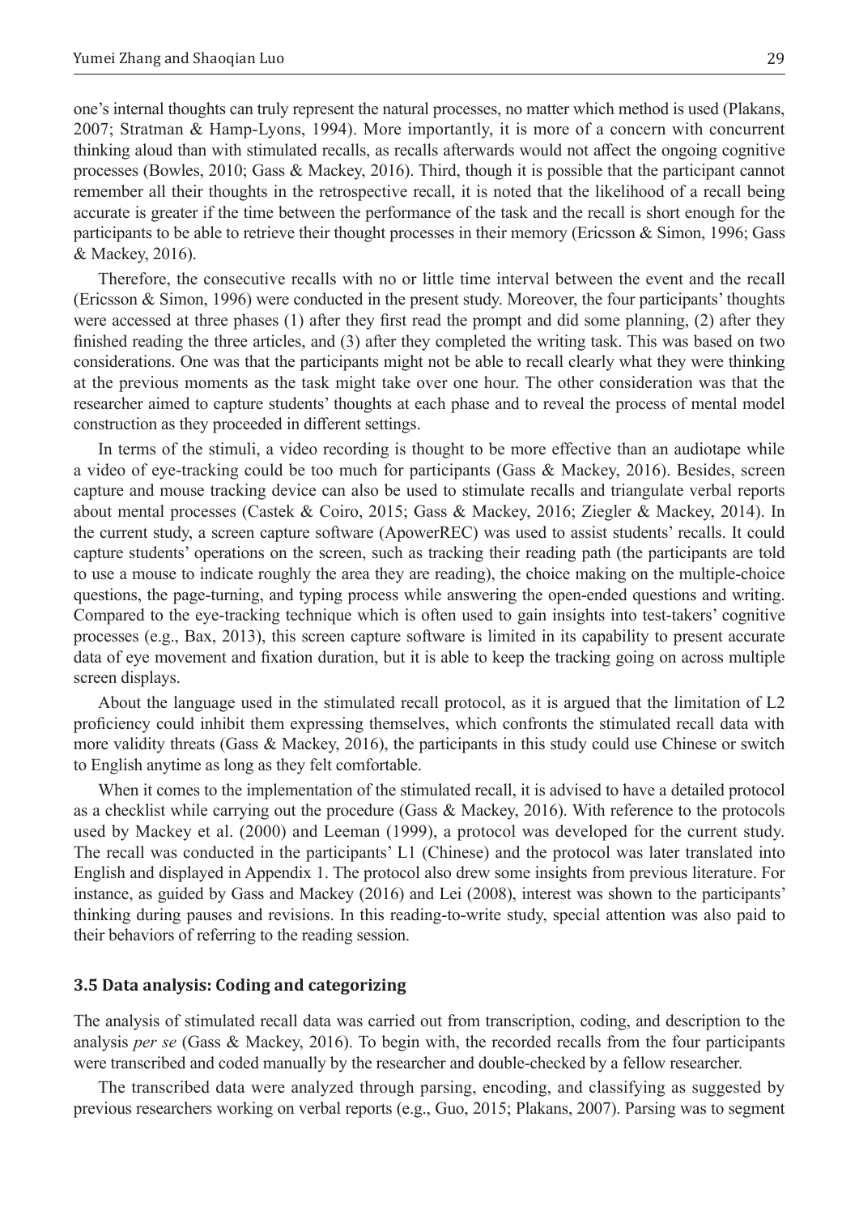one's internal thoughts can truly represent the natural processes, no matter which method is used (Plakans, 2007; Stratman & Hamp-Lyons, 1994). More importantly, it is more of a concern with concurrent thinking aloud than with stimulated recalls, as recalls afterwards would not affect the ongoing cognitive processes (Bowles, 2010; Gass & Mackey, 2016). Third, though it is possible that the participant cannot remember all their thoughts in the retrospective recall, it is noted that the likelihood of a recall being accurate is greater if the time between the performance of the task and the recall is short enough for the participants to be able to retrieve their thought processes in their memory (Ericsson & Simon, 1996; Gass & Mackey, 2016).

Therefore, the consecutive recalls with no or little time interval between the event and the recall (Ericsson & Simon, 1996) were conducted in the present study. Moreover, the four participants' thoughts were accessed at three phases (1) after they first read the prompt and did some planning, (2) after they finished reading the three articles, and (3) after they completed the writing task. This was based on two considerations. One was that the participants might not be able to recall clearly what they were thinking at the previous moments as the task might take over one hour. The other consideration was that the researcher aimed to capture students' thoughts at each phase and to reveal the process of mental model construction as they proceeded in different settings.

In terms of the stimuli, a video recording is thought to be more effective than an audiotape while a video of eye-tracking could be too much for participants (Gass & Mackey, 2016). Besides, screen capture and mouse tracking device can also be used to stimulate recalls and triangulate verbal reports about mental processes (Castek & Coiro, 2015; Gass & Mackey, 2016; Ziegler & Mackey, 2014). In the current study, a screen capture software (ApowerREC) was used to assist students' recalls. It could capture students' operations on the screen, such as tracking their reading path (the participants are told to use a mouse to indicate roughly the area they are reading), the choice making on the multiple-choice questions, the page-turning, and typing process while answering the open-ended questions and writing. Compared to the eye-tracking technique which is often used to gain insights into test-takers' cognitive processes (e.g., Bax, 2013), this screen capture software is limited in its capability to present accurate data of eye movement and fixation duration, but it is able to keep the tracking going on across multiple screen displays.

About the language used in the stimulated recall protocol, as it is argued that the limitation of L2 proficiency could inhibit them expressing themselves, which confronts the stimulated recall data with more validity threats (Gass & Mackey, 2016), the participants in this study could use Chinese or switch to English anytime as long as they felt comfortable.

When it comes to the implementation of the stimulated recall, it is advised to have a detailed protocol as a checklist while carrying out the procedure (Gass & Mackey, 2016). With reference to the protocols used by Mackey et al. (2000) and Leeman (1999), a protocol was developed for the current study. The recall was conducted in the participants' L1 (Chinese) and the protocol was later translated into English and displayed in Appendix 1. The protocol also drew some insights from previous literature. For instance, as guided by Gass and Mackey (2016) and Lei (2008), interest was shown to the participants' thinking during pauses and revisions. In this reading-to-write study, special attention was also paid to their behaviors of referring to the reading session.

### 3.5 Data analysis: Coding and categorizing

The analysis of stimulated recall data was carried out from transcription, coding, and description to the analysis *per se* (Gass & Mackey, 2016). To begin with, the recorded recalls from the four participants were transcribed and coded manually by the researcher and double-checked by a fellow researcher.

The transcribed data were analyzed through parsing, encoding, and classifying as suggested by previous researchers working on verbal reports (e.g., Guo, 2015; Plakans, 2007). Parsing was to segment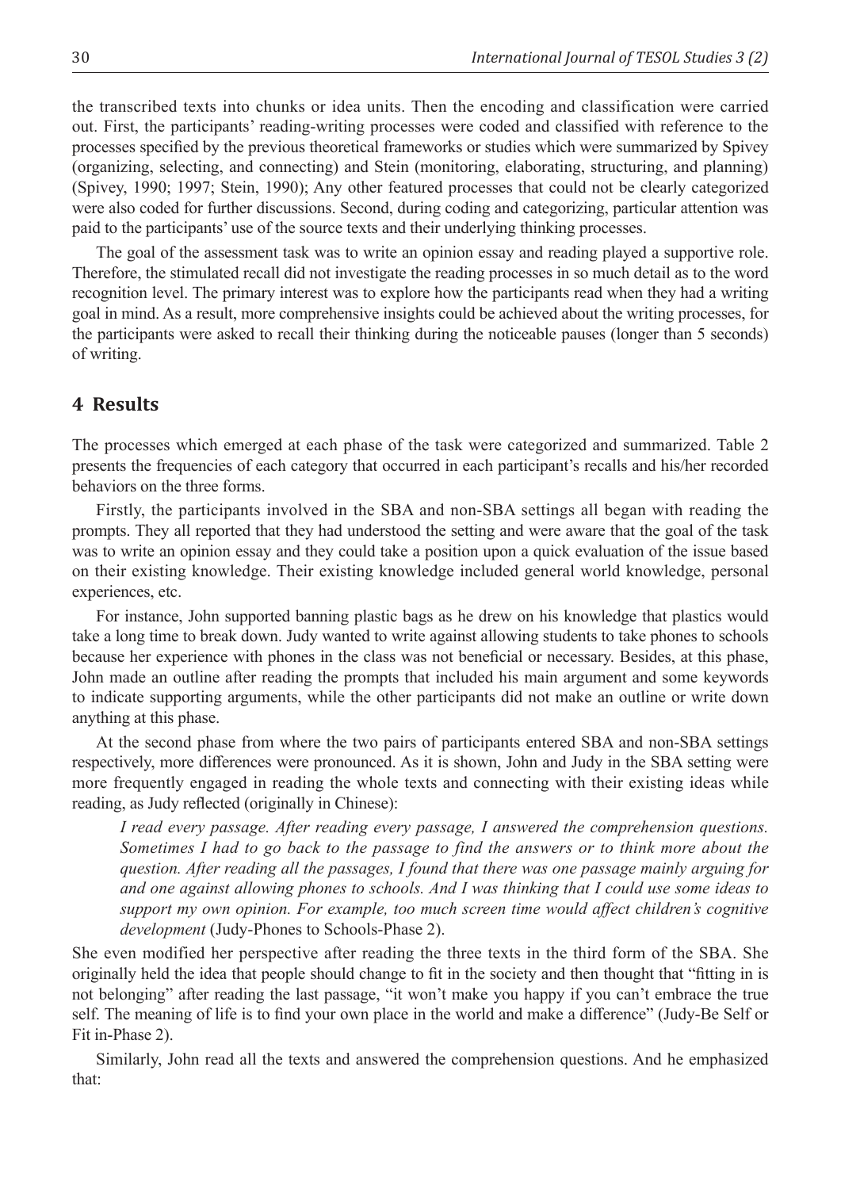the transcribed texts into chunks or idea units. Then the encoding and classification were carried out. First, the participants' reading-writing processes were coded and classified with reference to the processes specified by the previous theoretical frameworks or studies which were summarized by Spivey (organizing, selecting, and connecting) and Stein (monitoring, elaborating, structuring, and planning) (Spivey, 1990; 1997; Stein, 1990); Any other featured processes that could not be clearly categorized were also coded for further discussions. Second, during coding and categorizing, particular attention was paid to the participants' use of the source texts and their underlying thinking processes.

The goal of the assessment task was to write an opinion essay and reading played a supportive role. Therefore, the stimulated recall did not investigate the reading processes in so much detail as to the word recognition level. The primary interest was to explore how the participants read when they had a writing goal in mind. As a result, more comprehensive insights could be achieved about the writing processes, for the participants were asked to recall their thinking during the noticeable pauses (longer than 5 seconds) of writing.

## 4 Results

The processes which emerged at each phase of the task were categorized and summarized. Table 2 presents the frequencies of each category that occurred in each participant's recalls and his/her recorded behaviors on the three forms.

Firstly, the participants involved in the SBA and non-SBA settings all began with reading the prompts. They all reported that they had understood the setting and were aware that the goal of the task was to write an opinion essay and they could take a position upon a quick evaluation of the issue based on their existing knowledge. Their existing knowledge included general world knowledge, personal experiences, etc.

For instance, John supported banning plastic bags as he drew on his knowledge that plastics would take a long time to break down. Judy wanted to write against allowing students to take phones to schools because her experience with phones in the class was not beneficial or necessary. Besides, at this phase, John made an outline after reading the prompts that included his main argument and some keywords to indicate supporting arguments, while the other participants did not make an outline or write down anything at this phase.

At the second phase from where the two pairs of participants entered SBA and non-SBA settings respectively, more differences were pronounced. As it is shown, John and Judy in the SBA setting were more frequently engaged in reading the whole texts and connecting with their existing ideas while reading, as Judy reflected (originally in Chinese):

> *I read every passage. After reading every passage, I answered the comprehension questions. Sometimes I had to go back to the passage to find the answers or to think more about the question. After reading all the passages, I found that there was one passage mainly arguing for and one against allowing phones to schools. And I was thinking that I could use some ideas to support my own opinion. For example, too much screen time would affect children's cognitive development* (Judy-Phones to Schools-Phase 2).

She even modified her perspective after reading the three texts in the third form of the SBA. She originally held the idea that people should change to fit in the society and then thought that "fitting in is not belonging" after reading the last passage, "it won't make you happy if you can't embrace the true self. The meaning of life is to find your own place in the world and make a difference" (Judy-Be Self or Fit in-Phase 2).

Similarly, John read all the texts and answered the comprehension questions. And he emphasized that: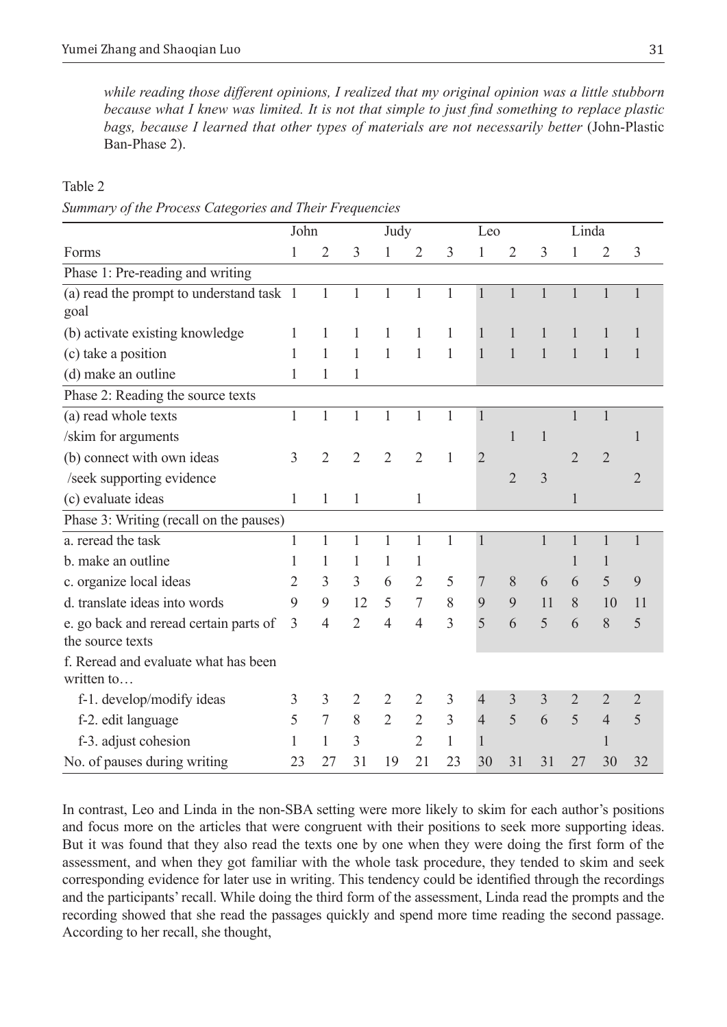*while reading those different opinions, I realized that my original opinion was a little stubborn because what I knew was limited. It is not that simple to just find something to replace plastic bags, because I learned that other types of materials are not necessarily better* (John-Plastic Ban-Phase 2).

Table 2

*Summary of the Process Categories and Their Frequencies*

| | John | | | Judy | | | Leo | | | Linda | | |
|---|---|---|---|---|---|---|---|---|---|---|---|---|
| Forms | 1 | 2 | 3 | 1 | 2 | 3 | 1 | 2 | 3 | 1 | 2 | 3 |
| Phase 1: Pre-reading and writing | | | | | | | | | | | | |
| (a) read the prompt to understand task goal | 1 | 1 | 1 | 1 | 1 | 1 | 1 | 1 | 1 | 1 | 1 | 1 |
| (b) activate existing knowledge | 1 | 1 | 1 | 1 | 1 | 1 | 1 | 1 | 1 | 1 | 1 | 1 |
| (c) take a position | 1 | 1 | 1 | 1 | 1 | 1 | 1 | 1 | 1 | 1 | 1 | 1 |
| (d) make an outline | 1 | 1 | 1 | | | | | | | | | |
| Phase 2: Reading the source texts | | | | | | | | | | | | |
| (a) read whole texts | 1 | 1 | 1 | 1 | 1 | 1 | 1 | | | 1 | 1 | |
| /skim for arguments | | | | | | | | 1 | 1 | | | 1 |
| (b) connect with own ideas | 3 | 2 | 2 | 2 | 2 | 1 | 2 | | | 2 | 2 | |
| /seek supporting evidence | | | | | | | | 2 | 3 | | | 2 |
| (c) evaluate ideas | 1 | 1 | 1 | | 1 | | | | | 1 | | |
| Phase 3: Writing (recall on the pauses) | | | | | | | | | | | | |
| a. reread the task | 1 | 1 | 1 | 1 | 1 | 1 | 1 | | 1 | 1 | 1 | 1 |
| b. make an outline | 1 | 1 | 1 | 1 | 1 | | | | | 1 | 1 | |
| c. organize local ideas | 2 | 3 | 3 | 6 | 2 | 5 | 7 | 8 | 6 | 6 | 5 | 9 |
| d. translate ideas into words | 9 | 9 | 12 | 5 | 7 | 8 | 9 | 9 | 11 | 8 | 10 | 11 |
| e. go back and reread certain parts of the source texts | 3 | 4 | 2 | 4 | 4 | 3 | 5 | 6 | 5 | 6 | 8 | 5 |
| f. Reread and evaluate what has been written to… | | | | | | | | | | | | |
| f-1. develop/modify ideas | 3 | 3 | 2 | 2 | 2 | 3 | 4 | 3 | 3 | 2 | 2 | 2 |
| f-2. edit language | 5 | 7 | 8 | 2 | 2 | 3 | 4 | 5 | 6 | 5 | 4 | 5 |
| f-3. adjust cohesion | 1 | 1 | 3 | | 2 | 1 | 1 | | | | 1 | |
| No. of pauses during writing | 23 | 27 | 31 | 19 | 21 | 23 | 30 | 31 | 31 | 27 | 30 | 32 |

In contrast, Leo and Linda in the non-SBA setting were more likely to skim for each author's positions and focus more on the articles that were congruent with their positions to seek more supporting ideas. But it was found that they also read the texts one by one when they were doing the first form of the assessment, and when they got familiar with the whole task procedure, they tended to skim and seek corresponding evidence for later use in writing. This tendency could be identified through the recordings and the participants' recall. While doing the third form of the assessment, Linda read the prompts and the recording showed that she read the passages quickly and spend more time reading the second passage. According to her recall, she thought,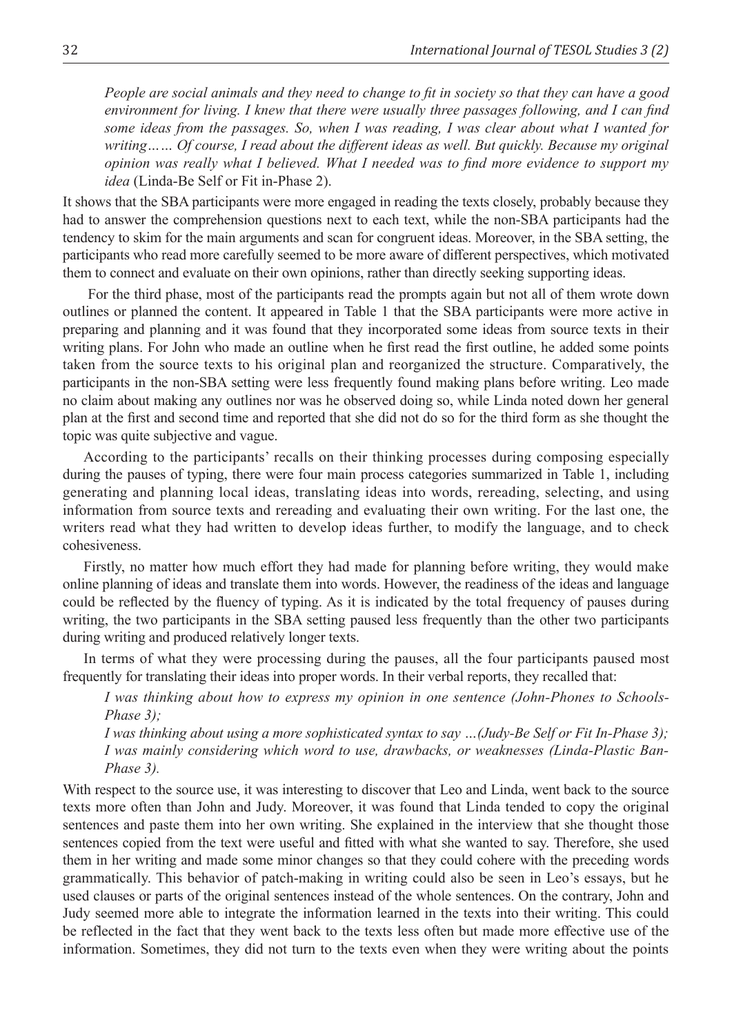*People are social animals and they need to change to fit in society so that they can have a good environment for living. I knew that there were usually three passages following, and I can find some ideas from the passages. So, when I was reading, I was clear about what I wanted for writing…… Of course, I read about the different ideas as well. But quickly. Because my original opinion was really what I believed. What I needed was to find more evidence to support my idea* (Linda-Be Self or Fit in-Phase 2).

It shows that the SBA participants were more engaged in reading the texts closely, probably because they had to answer the comprehension questions next to each text, while the non-SBA participants had the tendency to skim for the main arguments and scan for congruent ideas. Moreover, in the SBA setting, the participants who read more carefully seemed to be more aware of different perspectives, which motivated them to connect and evaluate on their own opinions, rather than directly seeking supporting ideas.

For the third phase, most of the participants read the prompts again but not all of them wrote down outlines or planned the content. It appeared in Table 1 that the SBA participants were more active in preparing and planning and it was found that they incorporated some ideas from source texts in their writing plans. For John who made an outline when he first read the first outline, he added some points taken from the source texts to his original plan and reorganized the structure. Comparatively, the participants in the non-SBA setting were less frequently found making plans before writing. Leo made no claim about making any outlines nor was he observed doing so, while Linda noted down her general plan at the first and second time and reported that she did not do so for the third form as she thought the topic was quite subjective and vague.

According to the participants' recalls on their thinking processes during composing especially during the pauses of typing, there were four main process categories summarized in Table 1, including generating and planning local ideas, translating ideas into words, rereading, selecting, and using information from source texts and rereading and evaluating their own writing. For the last one, the writers read what they had written to develop ideas further, to modify the language, and to check cohesiveness.

Firstly, no matter how much effort they had made for planning before writing, they would make online planning of ideas and translate them into words. However, the readiness of the ideas and language could be reflected by the fluency of typing. As it is indicated by the total frequency of pauses during writing, the two participants in the SBA setting paused less frequently than the other two participants during writing and produced relatively longer texts.

In terms of what they were processing during the pauses, all the four participants paused most frequently for translating their ideas into proper words. In their verbal reports, they recalled that:

*I was thinking about how to express my opinion in one sentence (John-Phones to Schools-Phase 3);*

*I was thinking about using a more sophisticated syntax to say …(Judy-Be Self or Fit In-Phase 3);*

*I was mainly considering which word to use, drawbacks, or weaknesses (Linda-Plastic Ban-Phase 3).*

With respect to the source use, it was interesting to discover that Leo and Linda, went back to the source texts more often than John and Judy. Moreover, it was found that Linda tended to copy the original sentences and paste them into her own writing. She explained in the interview that she thought those sentences copied from the text were useful and fitted with what she wanted to say. Therefore, she used them in her writing and made some minor changes so that they could cohere with the preceding words grammatically. This behavior of patch-making in writing could also be seen in Leo's essays, but he used clauses or parts of the original sentences instead of the whole sentences. On the contrary, John and Judy seemed more able to integrate the information learned in the texts into their writing. This could be reflected in the fact that they went back to the texts less often but made more effective use of the information. Sometimes, they did not turn to the texts even when they were writing about the points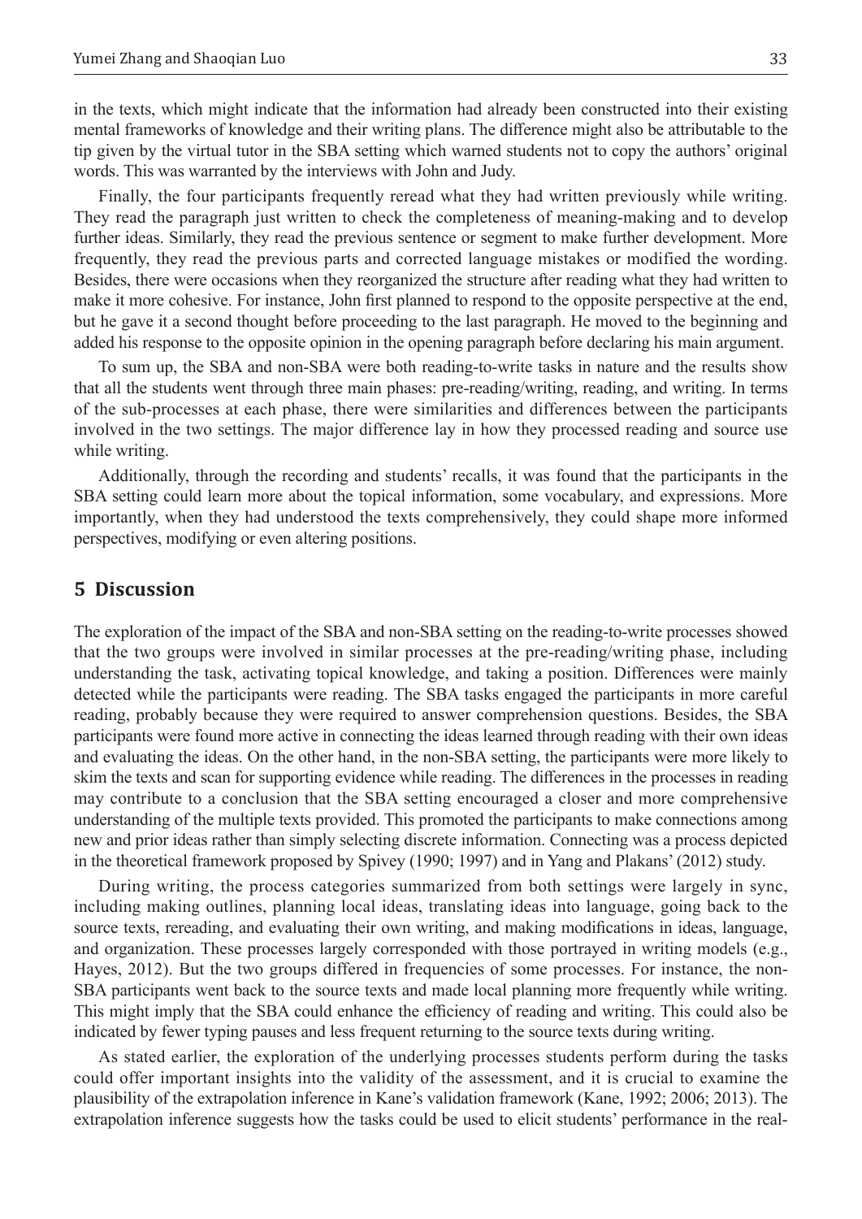in the texts, which might indicate that the information had already been constructed into their existing mental frameworks of knowledge and their writing plans. The difference might also be attributable to the tip given by the virtual tutor in the SBA setting which warned students not to copy the authors' original words. This was warranted by the interviews with John and Judy.

Finally, the four participants frequently reread what they had written previously while writing. They read the paragraph just written to check the completeness of meaning-making and to develop further ideas. Similarly, they read the previous sentence or segment to make further development. More frequently, they read the previous parts and corrected language mistakes or modified the wording. Besides, there were occasions when they reorganized the structure after reading what they had written to make it more cohesive. For instance, John first planned to respond to the opposite perspective at the end, but he gave it a second thought before proceeding to the last paragraph. He moved to the beginning and added his response to the opposite opinion in the opening paragraph before declaring his main argument.

To sum up, the SBA and non-SBA were both reading-to-write tasks in nature and the results show that all the students went through three main phases: pre-reading/writing, reading, and writing. In terms of the sub-processes at each phase, there were similarities and differences between the participants involved in the two settings. The major difference lay in how they processed reading and source use while writing.

Additionally, through the recording and students' recalls, it was found that the participants in the SBA setting could learn more about the topical information, some vocabulary, and expressions. More importantly, when they had understood the texts comprehensively, they could shape more informed perspectives, modifying or even altering positions.

## 5 Discussion

The exploration of the impact of the SBA and non-SBA setting on the reading-to-write processes showed that the two groups were involved in similar processes at the pre-reading/writing phase, including understanding the task, activating topical knowledge, and taking a position. Differences were mainly detected while the participants were reading. The SBA tasks engaged the participants in more careful reading, probably because they were required to answer comprehension questions. Besides, the SBA participants were found more active in connecting the ideas learned through reading with their own ideas and evaluating the ideas. On the other hand, in the non-SBA setting, the participants were more likely to skim the texts and scan for supporting evidence while reading. The differences in the processes in reading may contribute to a conclusion that the SBA setting encouraged a closer and more comprehensive understanding of the multiple texts provided. This promoted the participants to make connections among new and prior ideas rather than simply selecting discrete information. Connecting was a process depicted in the theoretical framework proposed by Spivey (1990; 1997) and in Yang and Plakans' (2012) study.

During writing, the process categories summarized from both settings were largely in sync, including making outlines, planning local ideas, translating ideas into language, going back to the source texts, rereading, and evaluating their own writing, and making modifications in ideas, language, and organization. These processes largely corresponded with those portrayed in writing models (e.g., Hayes, 2012). But the two groups differed in frequencies of some processes. For instance, the non-SBA participants went back to the source texts and made local planning more frequently while writing. This might imply that the SBA could enhance the efficiency of reading and writing. This could also be indicated by fewer typing pauses and less frequent returning to the source texts during writing.

As stated earlier, the exploration of the underlying processes students perform during the tasks could offer important insights into the validity of the assessment, and it is crucial to examine the plausibility of the extrapolation inference in Kane's validation framework (Kane, 1992; 2006; 2013). The extrapolation inference suggests how the tasks could be used to elicit students' performance in the real-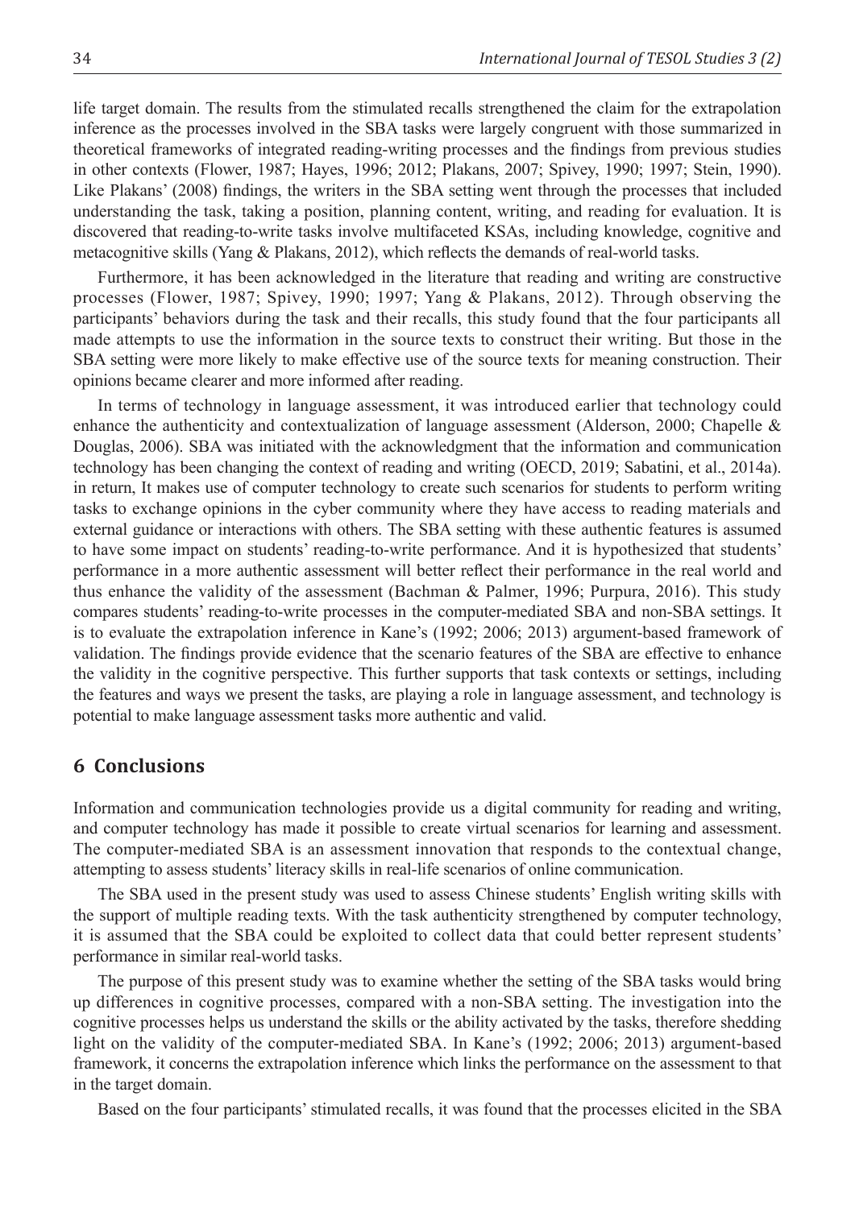life target domain. The results from the stimulated recalls strengthened the claim for the extrapolation inference as the processes involved in the SBA tasks were largely congruent with those summarized in theoretical frameworks of integrated reading-writing processes and the findings from previous studies in other contexts (Flower, 1987; Hayes, 1996; 2012; Plakans, 2007; Spivey, 1990; 1997; Stein, 1990). Like Plakans' (2008) findings, the writers in the SBA setting went through the processes that included understanding the task, taking a position, planning content, writing, and reading for evaluation. It is discovered that reading-to-write tasks involve multifaceted KSAs, including knowledge, cognitive and metacognitive skills (Yang & Plakans, 2012), which reflects the demands of real-world tasks.

Furthermore, it has been acknowledged in the literature that reading and writing are constructive processes (Flower, 1987; Spivey, 1990; 1997; Yang & Plakans, 2012). Through observing the participants' behaviors during the task and their recalls, this study found that the four participants all made attempts to use the information in the source texts to construct their writing. But those in the SBA setting were more likely to make effective use of the source texts for meaning construction. Their opinions became clearer and more informed after reading.

In terms of technology in language assessment, it was introduced earlier that technology could enhance the authenticity and contextualization of language assessment (Alderson, 2000; Chapelle & Douglas, 2006). SBA was initiated with the acknowledgment that the information and communication technology has been changing the context of reading and writing (OECD, 2019; Sabatini, et al., 2014a). in return, It makes use of computer technology to create such scenarios for students to perform writing tasks to exchange opinions in the cyber community where they have access to reading materials and external guidance or interactions with others. The SBA setting with these authentic features is assumed to have some impact on students' reading-to-write performance. And it is hypothesized that students' performance in a more authentic assessment will better reflect their performance in the real world and thus enhance the validity of the assessment (Bachman & Palmer, 1996; Purpura, 2016). This study compares students' reading-to-write processes in the computer-mediated SBA and non-SBA settings. It is to evaluate the extrapolation inference in Kane's (1992; 2006; 2013) argument-based framework of validation. The findings provide evidence that the scenario features of the SBA are effective to enhance the validity in the cognitive perspective. This further supports that task contexts or settings, including the features and ways we present the tasks, are playing a role in language assessment, and technology is potential to make language assessment tasks more authentic and valid.

## 6 Conclusions

Information and communication technologies provide us a digital community for reading and writing, and computer technology has made it possible to create virtual scenarios for learning and assessment. The computer-mediated SBA is an assessment innovation that responds to the contextual change, attempting to assess students' literacy skills in real-life scenarios of online communication.

The SBA used in the present study was used to assess Chinese students' English writing skills with the support of multiple reading texts. With the task authenticity strengthened by computer technology, it is assumed that the SBA could be exploited to collect data that could better represent students' performance in similar real-world tasks.

The purpose of this present study was to examine whether the setting of the SBA tasks would bring up differences in cognitive processes, compared with a non-SBA setting. The investigation into the cognitive processes helps us understand the skills or the ability activated by the tasks, therefore shedding light on the validity of the computer-mediated SBA. In Kane's (1992; 2006; 2013) argument-based framework, it concerns the extrapolation inference which links the performance on the assessment to that in the target domain.

Based on the four participants' stimulated recalls, it was found that the processes elicited in the SBA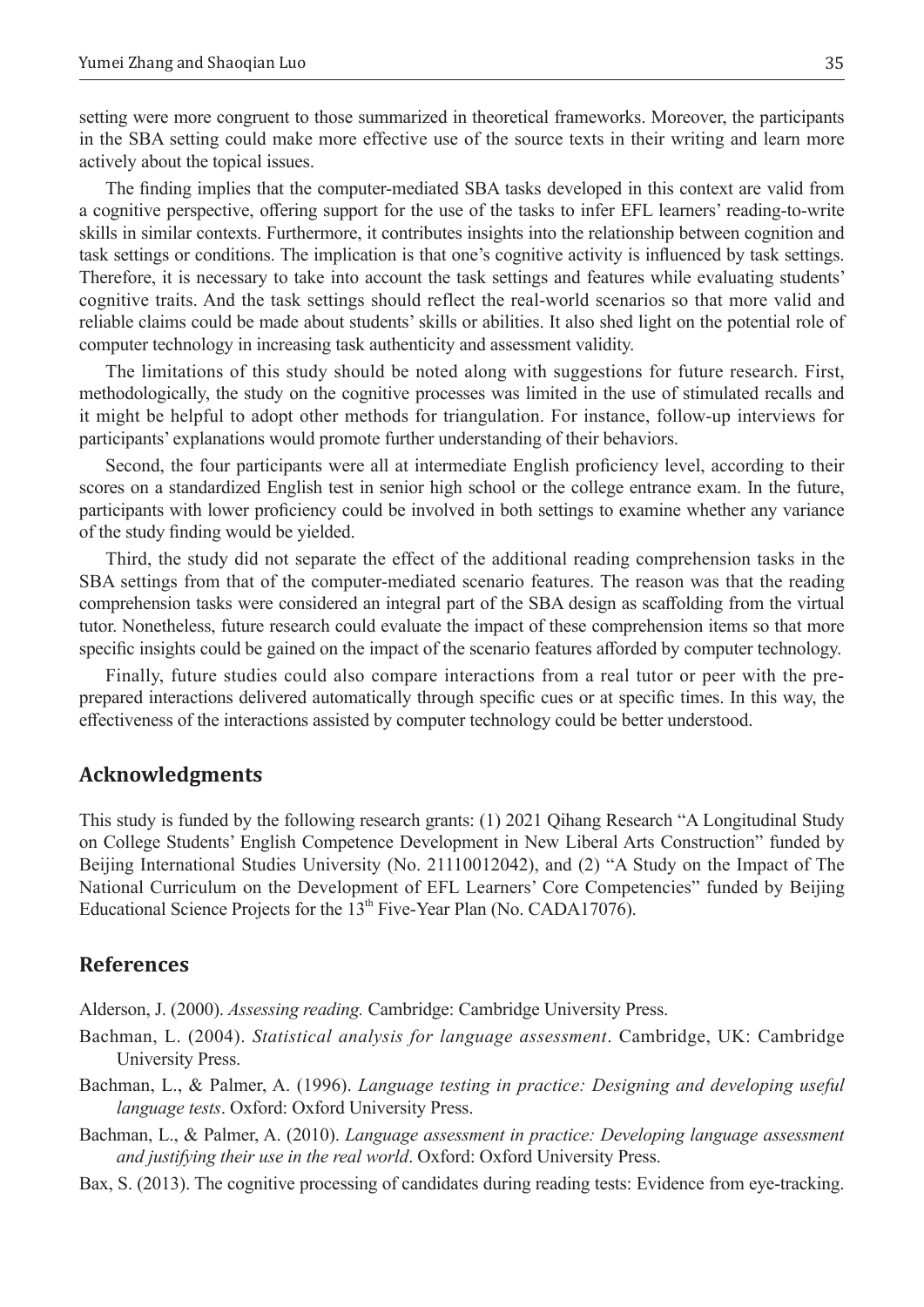setting were more congruent to those summarized in theoretical frameworks. Moreover, the participants in the SBA setting could make more effective use of the source texts in their writing and learn more actively about the topical issues.

The finding implies that the computer-mediated SBA tasks developed in this context are valid from a cognitive perspective, offering support for the use of the tasks to infer EFL learners' reading-to-write skills in similar contexts. Furthermore, it contributes insights into the relationship between cognition and task settings or conditions. The implication is that one's cognitive activity is influenced by task settings. Therefore, it is necessary to take into account the task settings and features while evaluating students' cognitive traits. And the task settings should reflect the real-world scenarios so that more valid and reliable claims could be made about students' skills or abilities. It also shed light on the potential role of computer technology in increasing task authenticity and assessment validity.

The limitations of this study should be noted along with suggestions for future research. First, methodologically, the study on the cognitive processes was limited in the use of stimulated recalls and it might be helpful to adopt other methods for triangulation. For instance, follow-up interviews for participants' explanations would promote further understanding of their behaviors.

Second, the four participants were all at intermediate English proficiency level, according to their scores on a standardized English test in senior high school or the college entrance exam. In the future, participants with lower proficiency could be involved in both settings to examine whether any variance of the study finding would be yielded.

Third, the study did not separate the effect of the additional reading comprehension tasks in the SBA settings from that of the computer-mediated scenario features. The reason was that the reading comprehension tasks were considered an integral part of the SBA design as scaffolding from the virtual tutor. Nonetheless, future research could evaluate the impact of these comprehension items so that more specific insights could be gained on the impact of the scenario features afforded by computer technology.

Finally, future studies could also compare interactions from a real tutor or peer with the pre-prepared interactions delivered automatically through specific cues or at specific times. In this way, the effectiveness of the interactions assisted by computer technology could be better understood.

## Acknowledgments

This study is funded by the following research grants: (1) 2021 Qihang Research "A Longitudinal Study on College Students' English Competence Development in New Liberal Arts Construction" funded by Beijing International Studies University (No. 21110012042), and (2) "A Study on the Impact of The National Curriculum on the Development of EFL Learners' Core Competencies" funded by Beijing Educational Science Projects for the 13th Five-Year Plan (No. CADA17076).

## References

Alderson, J. (2000). *Assessing reading.* Cambridge: Cambridge University Press.

Bachman, L. (2004). *Statistical analysis for language assessment*. Cambridge, UK: Cambridge University Press.

Bachman, L., & Palmer, A. (1996). *Language testing in practice: Designing and developing useful language tests*. Oxford: Oxford University Press.

Bachman, L., & Palmer, A. (2010). *Language assessment in practice: Developing language assessment and justifying their use in the real world*. Oxford: Oxford University Press.

Bax, S. (2013). The cognitive processing of candidates during reading tests: Evidence from eye-tracking.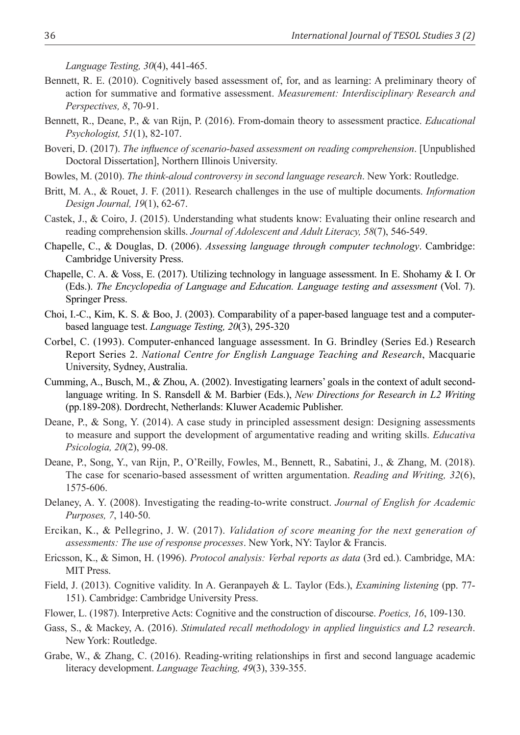*Language Testing, 30*(4), 441-465.

Bennett, R. E. (2010). Cognitively based assessment of, for, and as learning: A preliminary theory of action for summative and formative assessment. *Measurement: Interdisciplinary Research and Perspectives, 8*, 70-91.

Bennett, R., Deane, P., & van Rijn, P. (2016). From-domain theory to assessment practice. *Educational Psychologist, 51*(1), 82-107.

Boveri, D. (2017). *The influence of scenario-based assessment on reading comprehension*. [Unpublished Doctoral Dissertation], Northern Illinois University.

Bowles, M. (2010). *The think-aloud controversy in second language research*. New York: Routledge.

Britt, M. A., & Rouet, J. F. (2011). Research challenges in the use of multiple documents. *Information Design Journal, 19*(1), 62-67.

Castek, J., & Coiro, J. (2015). Understanding what students know: Evaluating their online research and reading comprehension skills. *Journal of Adolescent and Adult Literacy, 58*(7), 546-549.

Chapelle, C., & Douglas, D. (2006). *Assessing language through computer technology*. Cambridge: Cambridge University Press.

Chapelle, C. A. & Voss, E. (2017). Utilizing technology in language assessment. In E. Shohamy & I. Or (Eds.). *The Encyclopedia of Language and Education. Language testing and assessment* (Vol. 7). Springer Press.

Choi, I.-C., Kim, K. S. & Boo, J. (2003). Comparability of a paper-based language test and a computer-based language test. *Language Testing, 20*(3), 295-320

Corbel, C. (1993). Computer-enhanced language assessment. In G. Brindley (Series Ed.) Research Report Series 2. *National Centre for English Language Teaching and Research*, Macquarie University, Sydney, Australia.

Cumming, A., Busch, M., & Zhou, A. (2002). Investigating learners' goals in the context of adult second-language writing. In S. Ransdell & M. Barbier (Eds.), *New Directions for Research in L2 Writing* (pp.189-208). Dordrecht, Netherlands: Kluwer Academic Publisher.

Deane, P., & Song, Y. (2014). A case study in principled assessment design: Designing assessments to measure and support the development of argumentative reading and writing skills. *Educativa Psicologia, 20*(2), 99-08.

Deane, P., Song, Y., van Rijn, P., O'Reilly, Fowles, M., Bennett, R., Sabatini, J., & Zhang, M. (2018). The case for scenario-based assessment of written argumentation. *Reading and Writing, 32*(6), 1575-606.

Delaney, A. Y. (2008). Investigating the reading-to-write construct. *Journal of English for Academic Purposes, 7*, 140-50.

Ercikan, K., & Pellegrino, J. W. (2017). *Validation of score meaning for the next generation of assessments: The use of response processes*. New York, NY: Taylor & Francis.

Ericsson, K., & Simon, H. (1996). *Protocol analysis: Verbal reports as data* (3rd ed.). Cambridge, MA: MIT Press.

Field, J. (2013). Cognitive validity. In A. Geranpayeh & L. Taylor (Eds.), *Examining listening* (pp. 77-151). Cambridge: Cambridge University Press.

Flower, L. (1987). Interpretive Acts: Cognitive and the construction of discourse. *Poetics, 16*, 109-130.

Gass, S., & Mackey, A. (2016). *Stimulated recall methodology in applied linguistics and L2 research*. New York: Routledge.

Grabe, W., & Zhang, C. (2016). Reading-writing relationships in first and second language academic literacy development. *Language Teaching, 49*(3), 339-355.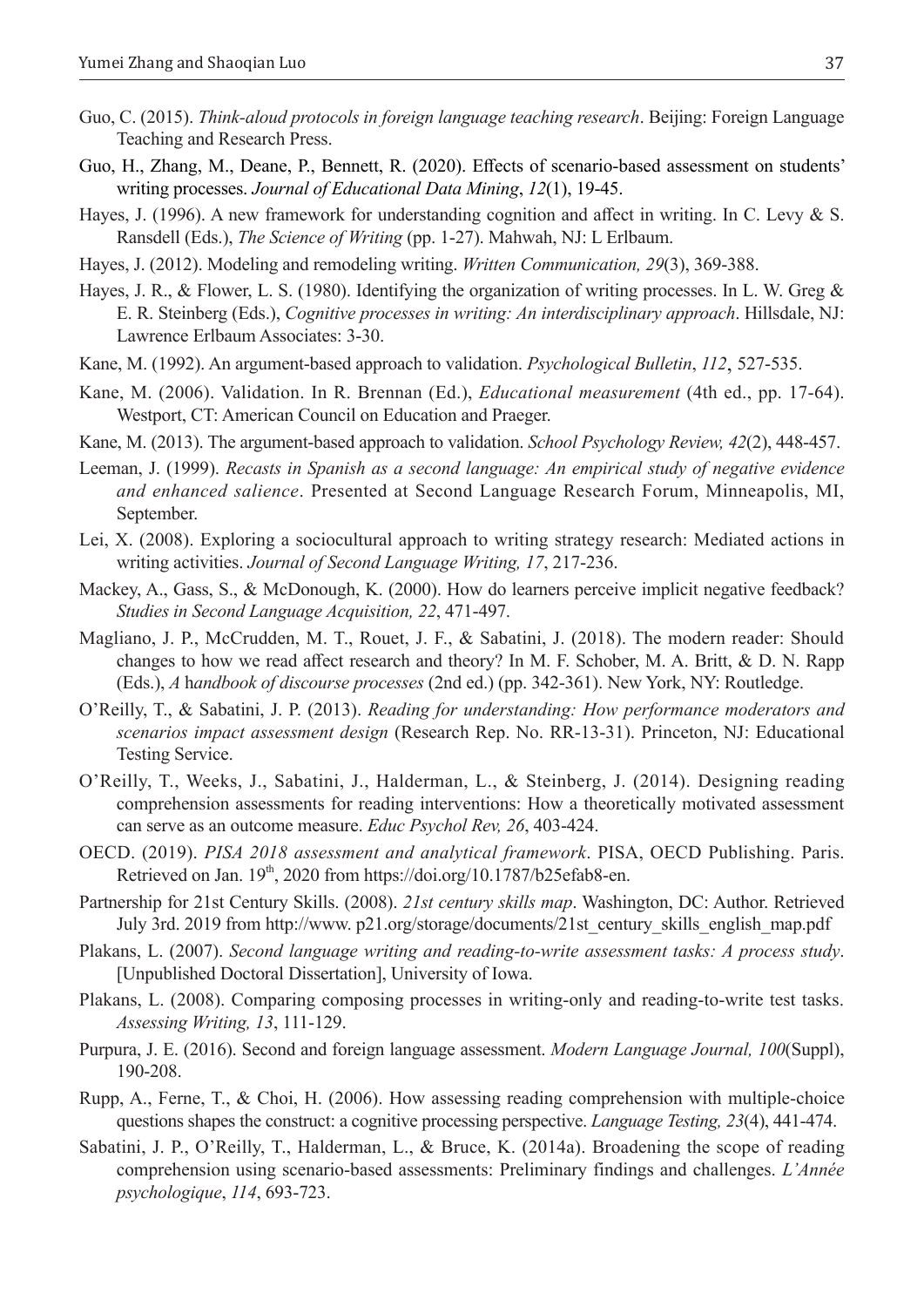Guo, C. (2015). *Think-aloud protocols in foreign language teaching research*. Beijing: Foreign Language Teaching and Research Press.

Guo, H., Zhang, M., Deane, P., Bennett, R. (2020). Effects of scenario-based assessment on students' writing processes. *Journal of Educational Data Mining*, *12*(1), 19-45.

Hayes, J. (1996). A new framework for understanding cognition and affect in writing. In C. Levy & S. Ransdell (Eds.), *The Science of Writing* (pp. 1-27). Mahwah, NJ: L Erlbaum.

Hayes, J. (2012). Modeling and remodeling writing. *Written Communication, 29*(3), 369-388.

Hayes, J. R., & Flower, L. S. (1980). Identifying the organization of writing processes. In L. W. Greg & E. R. Steinberg (Eds.), *Cognitive processes in writing: An interdisciplinary approach*. Hillsdale, NJ: Lawrence Erlbaum Associates: 3-30.

Kane, M. (1992). An argument-based approach to validation. *Psychological Bulletin*, *112*, 527-535.

Kane, M. (2006). Validation. In R. Brennan (Ed.), *Educational measurement* (4th ed., pp. 17-64). Westport, CT: American Council on Education and Praeger.

Kane, M. (2013). The argument-based approach to validation. *School Psychology Review, 42*(2), 448-457.

Leeman, J. (1999). *Recasts in Spanish as a second language: An empirical study of negative evidence and enhanced salience*. Presented at Second Language Research Forum, Minneapolis, MI, September.

Lei, X. (2008). Exploring a sociocultural approach to writing strategy research: Mediated actions in writing activities. *Journal of Second Language Writing, 17*, 217-236.

Mackey, A., Gass, S., & McDonough, K. (2000). How do learners perceive implicit negative feedback? *Studies in Second Language Acquisition, 22*, 471-497.

Magliano, J. P., McCrudden, M. T., Rouet, J. F., & Sabatini, J. (2018). The modern reader: Should changes to how we read affect research and theory? In M. F. Schober, M. A. Britt, & D. N. Rapp (Eds.), *A handbook of discourse processes* (2nd ed.) (pp. 342-361). New York, NY: Routledge.

O'Reilly, T., & Sabatini, J. P. (2013). *Reading for understanding: How performance moderators and scenarios impact assessment design* (Research Rep. No. RR-13-31). Princeton, NJ: Educational Testing Service.

O'Reilly, T., Weeks, J., Sabatini, J., Halderman, L., & Steinberg, J. (2014). Designing reading comprehension assessments for reading interventions: How a theoretically motivated assessment can serve as an outcome measure. *Educ Psychol Rev, 26*, 403-424.

OECD. (2019). *PISA 2018 assessment and analytical framework*. PISA, OECD Publishing. Paris. Retrieved on Jan. 19th, 2020 from https://doi.org/10.1787/b25efab8-en.

Partnership for 21st Century Skills. (2008). *21st century skills map*. Washington, DC: Author. Retrieved July 3rd. 2019 from http://www. p21.org/storage/documents/21st_century_skills_english_map.pdf

Plakans, L. (2007). *Second language writing and reading-to-write assessment tasks: A process study*. [Unpublished Doctoral Dissertation], University of Iowa.

Plakans, L. (2008). Comparing composing processes in writing-only and reading-to-write test tasks. *Assessing Writing, 13*, 111-129.

Purpura, J. E. (2016). Second and foreign language assessment. *Modern Language Journal, 100*(Suppl), 190-208.

Rupp, A., Ferne, T., & Choi, H. (2006). How assessing reading comprehension with multiple-choice questions shapes the construct: a cognitive processing perspective. *Language Testing, 23*(4), 441-474.

Sabatini, J. P., O'Reilly, T., Halderman, L., & Bruce, K. (2014a). Broadening the scope of reading comprehension using scenario-based assessments: Preliminary findings and challenges. *L'Année psychologique*, *114*, 693-723.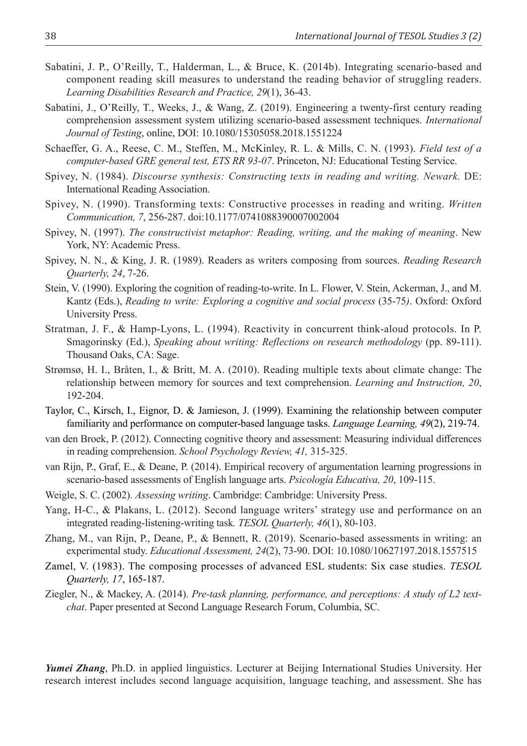Sabatini, J. P., O'Reilly, T., Halderman, L., & Bruce, K. (2014b). Integrating scenario-based and component reading skill measures to understand the reading behavior of struggling readers. *Learning Disabilities Research and Practice, 29*(1), 36-43.

Sabatini, J., O'Reilly, T., Weeks, J., & Wang, Z. (2019). Engineering a twenty-first century reading comprehension assessment system utilizing scenario-based assessment techniques. *International Journal of Testing*, online, DOI: 10.1080/15305058.2018.1551224

Schaeffer, G. A., Reese, C. M., Steffen, M., McKinley, R. L. & Mills, C. N. (1993). *Field test of a computer-based GRE general test, ETS RR 93-07*. Princeton, NJ: Educational Testing Service.

Spivey, N. (1984). *Discourse synthesis: Constructing texts in reading and writing. Newark.* DE: International Reading Association.

Spivey, N. (1990). Transforming texts: Constructive processes in reading and writing. *Written Communication, 7*, 256-287. doi:10.1177/0741088390007002004

Spivey, N. (1997). *The constructivist metaphor: Reading, writing, and the making of meaning*. New York, NY: Academic Press.

Spivey, N. N., & King, J. R. (1989). Readers as writers composing from sources. *Reading Research Quarterly, 24*, 7-26.

Stein, V. (1990). Exploring the cognition of reading-to-write. In L. Flower, V. Stein, Ackerman, J., and M. Kantz (Eds.), *Reading to write: Exploring a cognitive and social process* (35-75*)*. Oxford: Oxford University Press.

Stratman, J. F., & Hamp-Lyons, L. (1994). Reactivity in concurrent think-aloud protocols. In P. Smagorinsky (Ed.), *Speaking about writing: Reflections on research methodology* (pp. 89-111). Thousand Oaks, CA: Sage.

Strømsø, H. I., Bråten, I., & Britt, M. A. (2010). Reading multiple texts about climate change: The relationship between memory for sources and text comprehension. *Learning and Instruction, 20*, 192-204.

Taylor, C., Kirsch, I., Eignor, D. & Jamieson, J. (1999). Examining the relationship between computer familiarity and performance on computer-based language tasks. *Language Learning, 49*(2), 219-74.

van den Broek, P. (2012). Connecting cognitive theory and assessment: Measuring individual differences in reading comprehension. *School Psychology Review, 41,* 315-325.

van Rijn, P., Graf, E., & Deane, P. (2014). Empirical recovery of argumentation learning progressions in scenario-based assessments of English language arts. *Psicología Educativa, 20*, 109-115.

Weigle, S. C. (2002). *Assessing writing*. Cambridge: Cambridge: University Press.

Yang, H-C., & Plakans, L. (2012). Second language writers' strategy use and performance on an integrated reading-listening-writing task*. TESOL Quarterly, 46*(1), 80-103.

Zhang, M., van Rijn, P., Deane, P., & Bennett, R. (2019). Scenario-based assessments in writing: an experimental study. *Educational Assessment, 24*(2), 73-90. DOI: 10.1080/10627197.2018.1557515

Zamel, V. (1983). The composing processes of advanced ESL students: Six case studies. *TESOL Quarterly, 17*, 165-187.

Ziegler, N., & Mackey, A. (2014). *Pre-task planning, performance, and perceptions: A study of L2 text-chat*. Paper presented at Second Language Research Forum, Columbia, SC.

***Yumei Zhang***, Ph.D. in applied linguistics. Lecturer at Beijing International Studies University. Her research interest includes second language acquisition, language teaching, and assessment. She has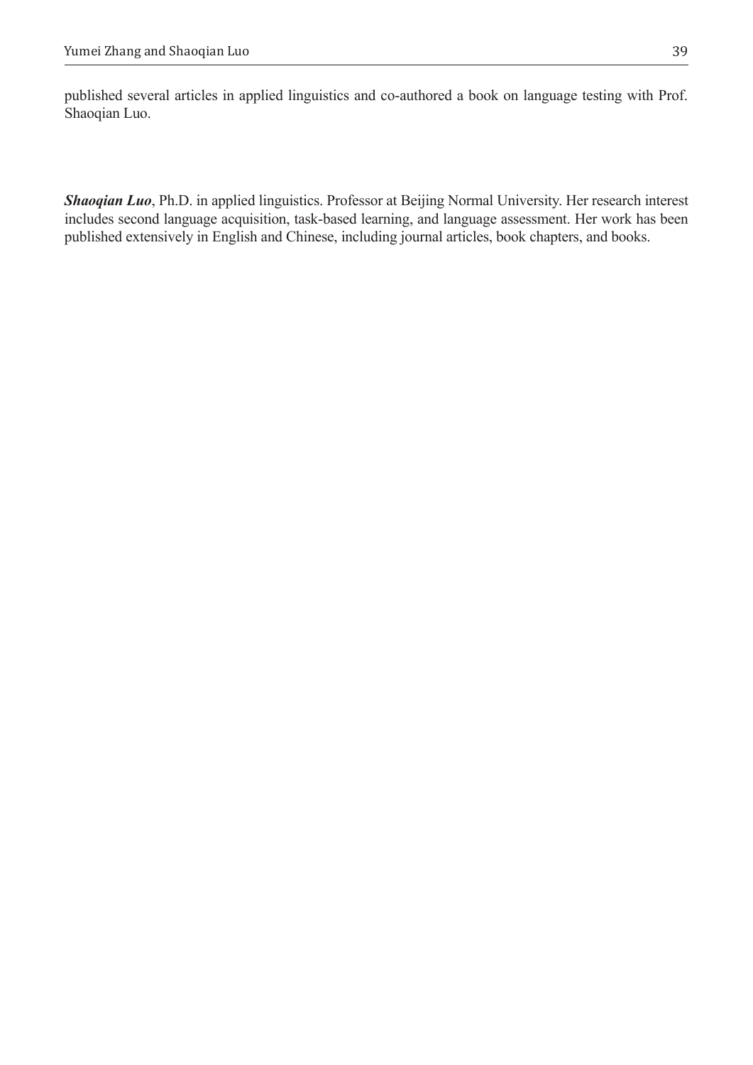published several articles in applied linguistics and co-authored a book on language testing with Prof. Shaoqian Luo.

***Shaoqian Luo***, Ph.D. in applied linguistics. Professor at Beijing Normal University. Her research interest includes second language acquisition, task-based learning, and language assessment. Her work has been published extensively in English and Chinese, including journal articles, book chapters, and books.